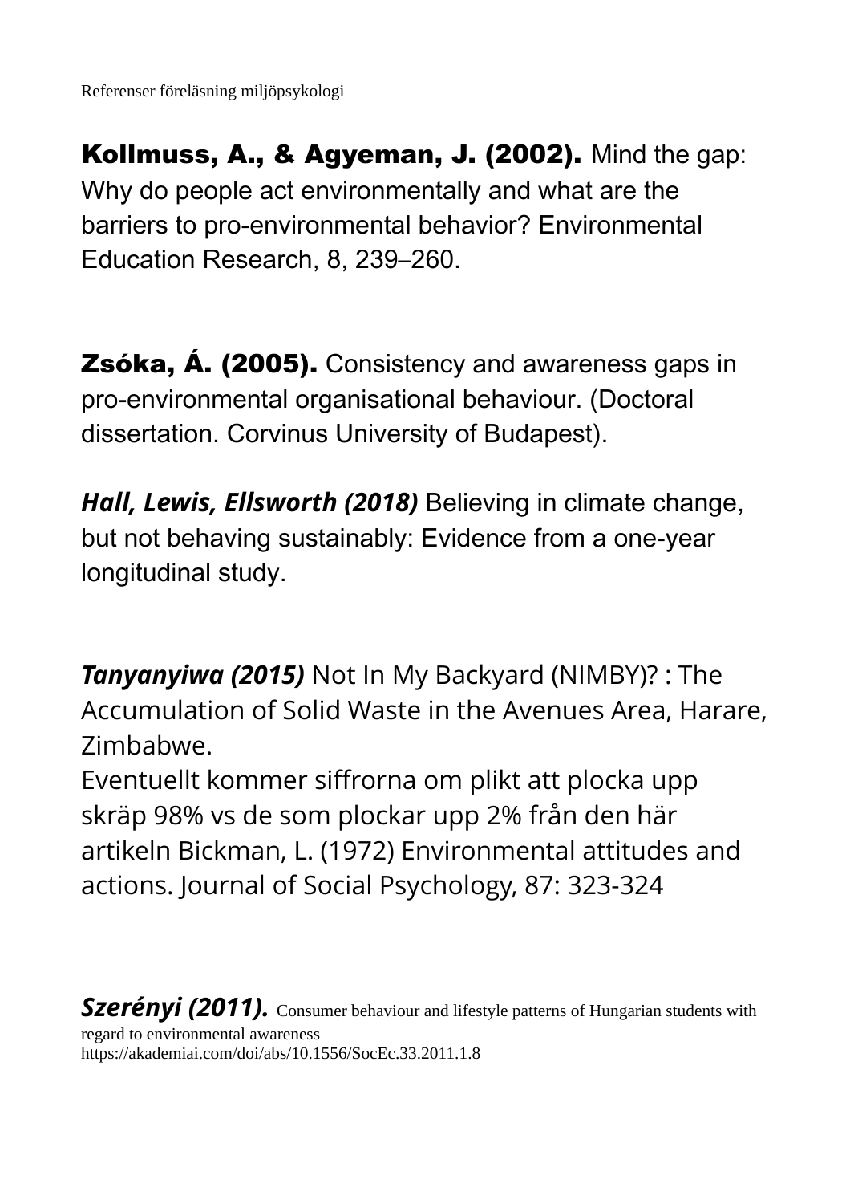Referenser föreläsning miljöpsykologi

**Kollmuss, A., & Agyeman, J. (2002).** Mind the gap: Why do people act environmentally and what are the barriers to pro-environmental behavior? Environmental Education Research, 8, 239–260.

**Zsóka, Á. (2005).** Consistency and awareness gaps in pro-environmental organisational behaviour. (Doctoral dissertation. Corvinus University of Budapest).

***Hall, Lewis, Ellsworth (2018)*** Believing in climate change, but not behaving sustainably: Evidence from a one-year longitudinal study.

***Tanyanyiwa (2015)*** Not In My Backyard (NIMBY)? : The Accumulation of Solid Waste in the Avenues Area, Harare, Zimbabwe.
Eventuellt kommer siffrorna om plikt att plocka upp skräp 98% vs de som plockar upp 2% från den här artikeln Bickman, L. (1972) Environmental attitudes and actions. Journal of Social Psychology, 87: 323-324

***Szerényi (2011).*** Consumer behaviour and lifestyle patterns of Hungarian students with regard to environmental awareness
https://akademiai.com/doi/abs/10.1556/SocEc.33.2011.1.8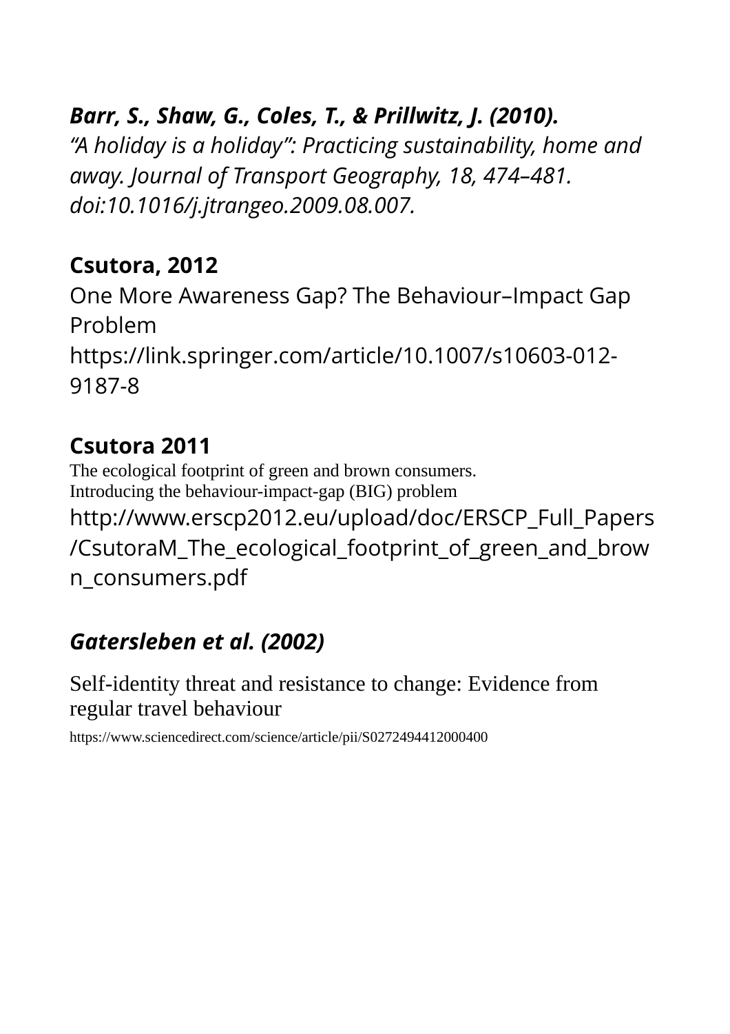***Barr, S., Shaw, G., Coles, T., & Prillwitz, J. (2010).***
*“A holiday is a holiday”: Practicing sustainability, home and away. Journal of Transport Geography, 18, 474–481. doi:10.1016/j.jtrangeo.2009.08.007.*

**Csutora, 2012**
One More Awareness Gap? The Behaviour–Impact Gap Problem
https://link.springer.com/article/10.1007/s10603-012-9187-8

**Csutora 2011**
The ecological footprint of green and brown consumers.
Introducing the behaviour-impact-gap (BIG) problem
http://www.erscp2012.eu/upload/doc/ERSCP_Full_Papers/CsutoraM_The_ecological_footprint_of_green_and_brown_consumers.pdf

***Gatersleben et al. (2002)***

Self-identity threat and resistance to change: Evidence from regular travel behaviour

https://www.sciencedirect.com/science/article/pii/S0272494412000400